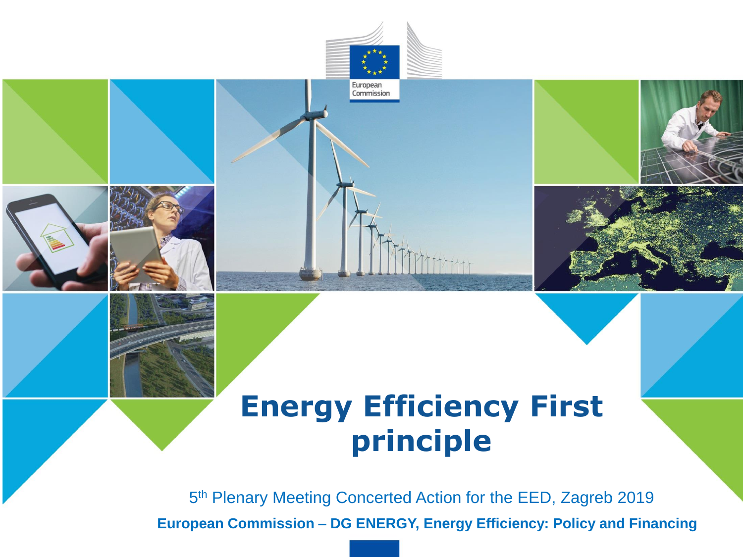# Energy Efficiency First principle

5th Plenary Meeting Concerted Action for the EED, Zagreb 2019

**European Commission – DG ENERGY, Energy Efficiency: Policy and Financing**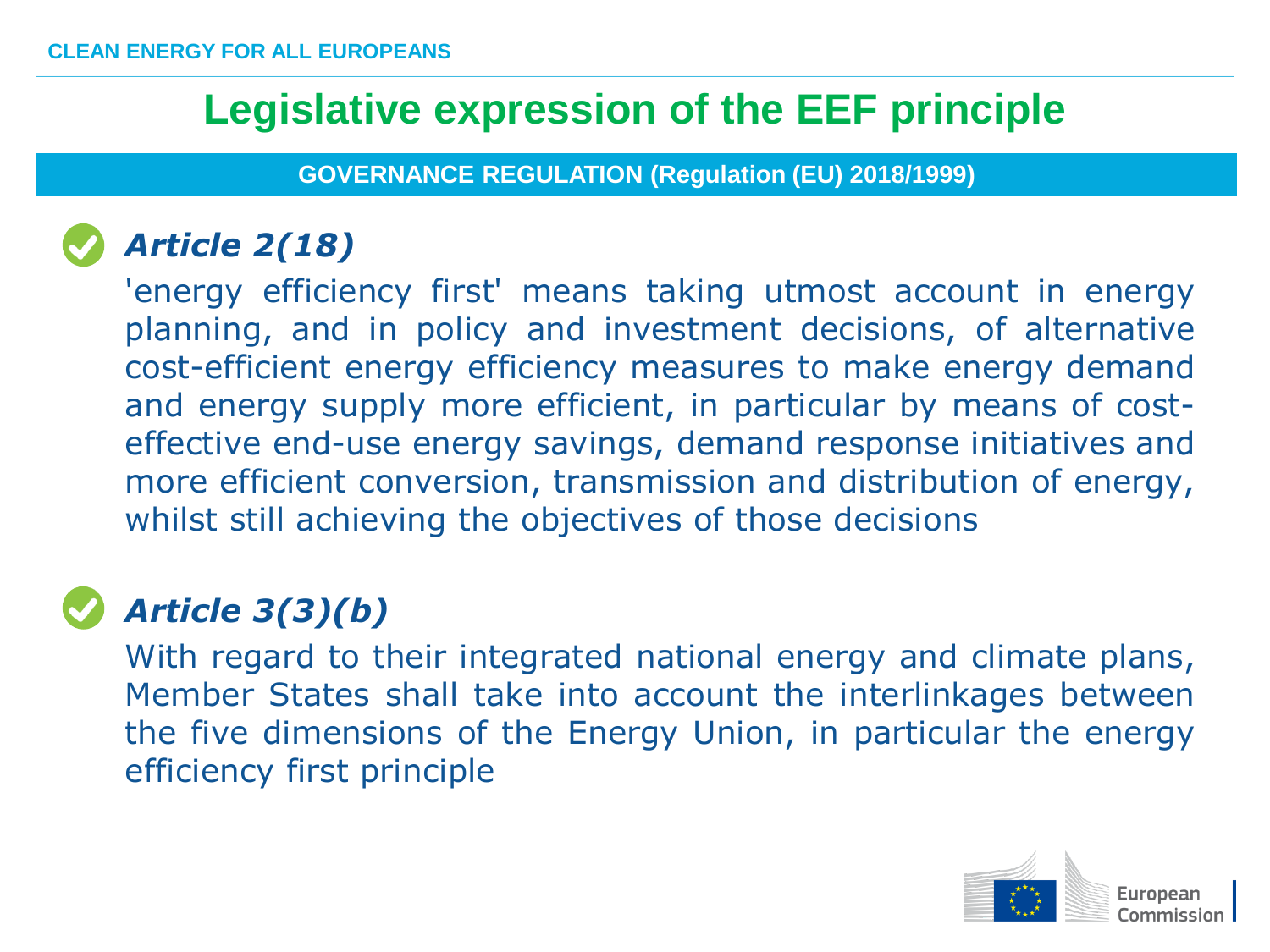# Legislative expression of the EEF principle

**GOVERNANCE REGULATION (Regulation (EU) 2018/1999)**

### *Article 2(18)*

'energy efficiency first' means taking utmost account in energy planning, and in policy and investment decisions, of alternative cost-efficient energy efficiency measures to make energy demand and energy supply more efficient, in particular by means of cost-effective end-use energy savings, demand response initiatives and more efficient conversion, transmission and distribution of energy, whilst still achieving the objectives of those decisions

### *Article 3(3)(b)*

With regard to their integrated national energy and climate plans, Member States shall take into account the interlinkages between the five dimensions of the Energy Union, in particular the energy efficiency first principle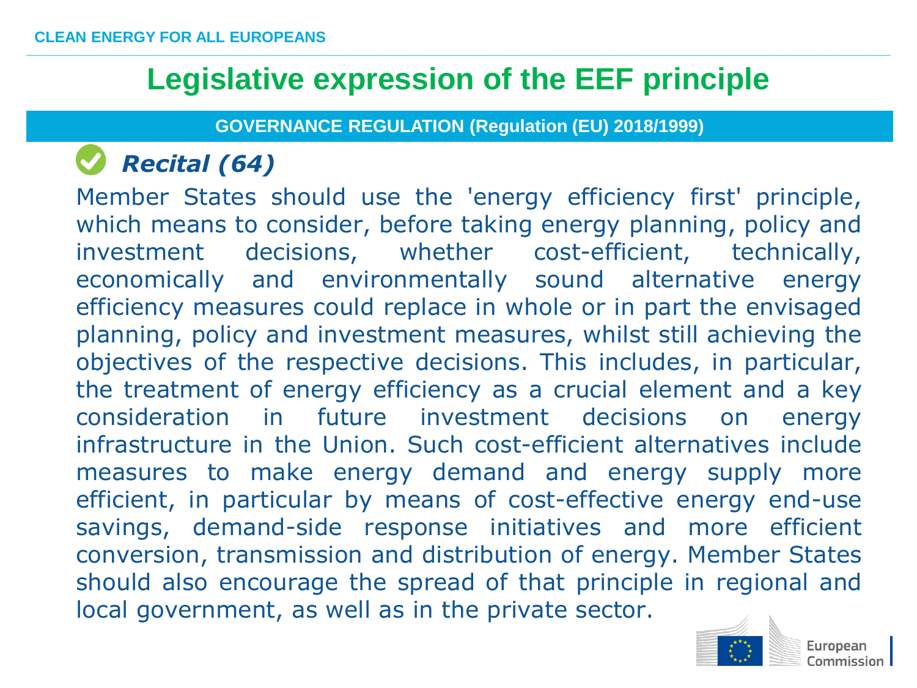CLEAN ENERGY FOR ALL EUROPEANS

# Legislative expression of the EEF principle

## GOVERNANCE REGULATION (Regulation (EU) 2018/1999)

### *Recital (64)*

Member States should use the 'energy efficiency first' principle, which means to consider, before taking energy planning, policy and investment decisions, whether cost-efficient, technically, economically and environmentally sound alternative energy efficiency measures could replace in whole or in part the envisaged planning, policy and investment measures, whilst still achieving the objectives of the respective decisions. This includes, in particular, the treatment of energy efficiency as a crucial element and a key consideration in future investment decisions on energy infrastructure in the Union. Such cost-efficient alternatives include measures to make energy demand and energy supply more efficient, in particular by means of cost-effective energy end-use savings, demand-side response initiatives and more efficient conversion, transmission and distribution of energy. Member States should also encourage the spread of that principle in regional and local government, as well as in the private sector.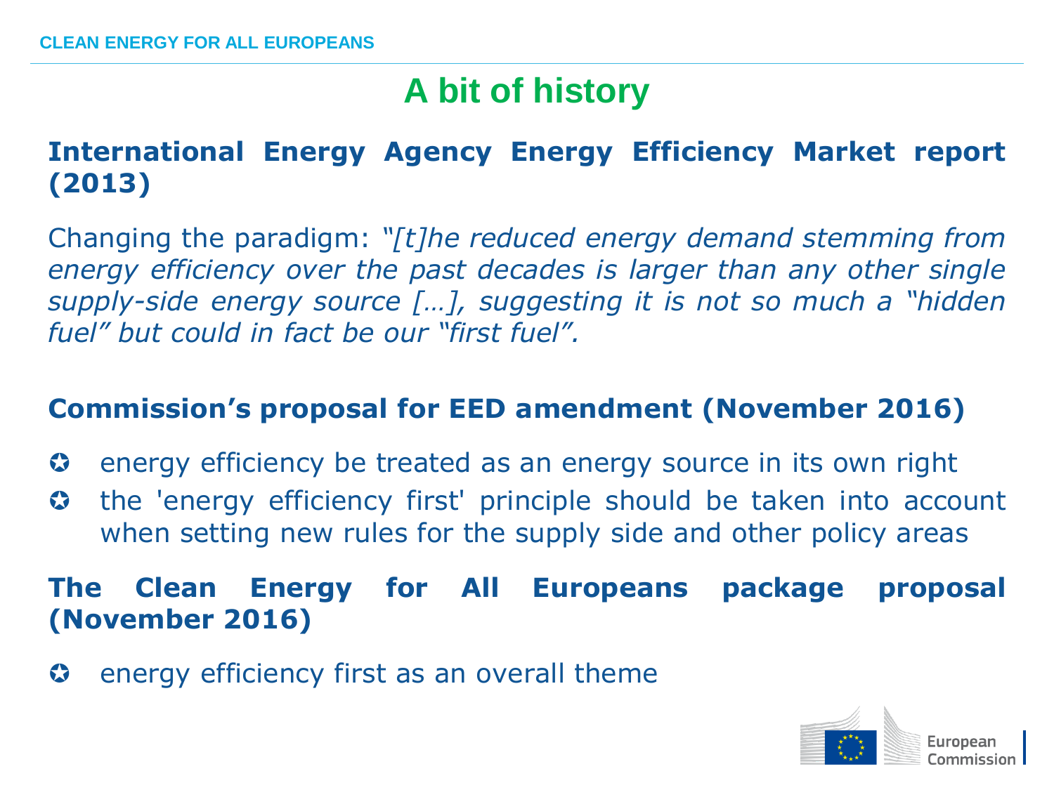# A bit of history

## International Energy Agency Energy Efficiency Market report (2013)

Changing the paradigm: *"[t]he reduced energy demand stemming from energy efficiency over the past decades is larger than any other single supply-side energy source […], suggesting it is not so much a "hidden fuel" but could in fact be our "first fuel".*

## Commission's proposal for EED amendment (November 2016)

- energy efficiency be treated as an energy source in its own right
- the 'energy efficiency first' principle should be taken into account when setting new rules for the supply side and other policy areas

## The Clean Energy for All Europeans package proposal (November 2016)

- energy efficiency first as an overall theme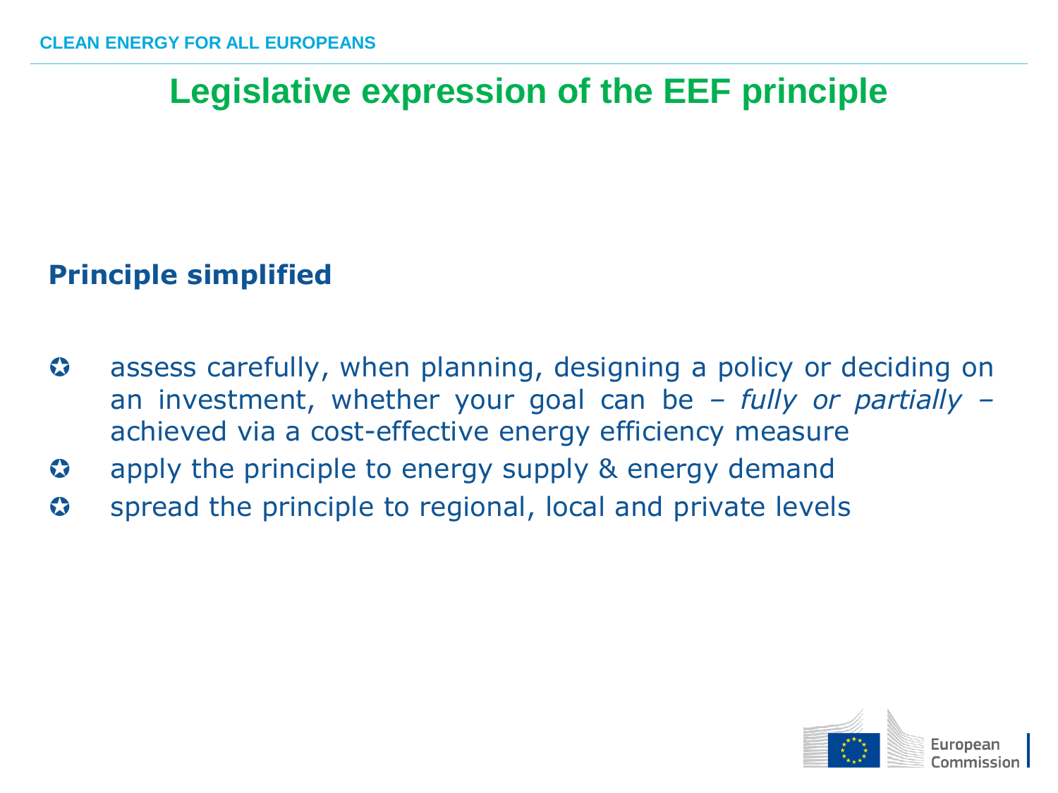# Legislative expression of the EEF principle

## Principle simplified

- assess carefully, when planning, designing a policy or deciding on an investment, whether your goal can be – *fully or partially* – achieved via a cost-effective energy efficiency measure
- apply the principle to energy supply & energy demand
- spread the principle to regional, local and private levels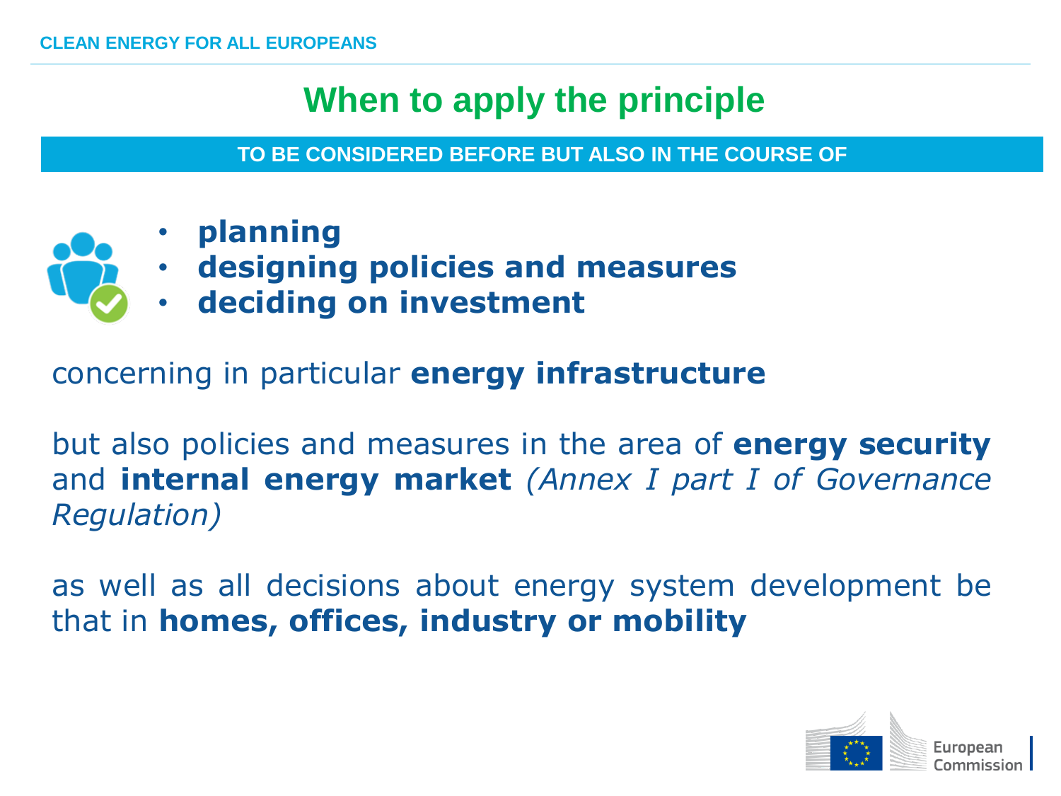# When to apply the principle

**TO BE CONSIDERED BEFORE BUT ALSO IN THE COURSE OF**

- **planning**
- **designing policies and measures**
- **deciding on investment**

concerning in particular **energy infrastructure**

but also policies and measures in the area of **energy security** and **internal energy market** *(Annex I part I of Governance Regulation)*

as well as all decisions about energy system development be that in **homes, offices, industry or mobility**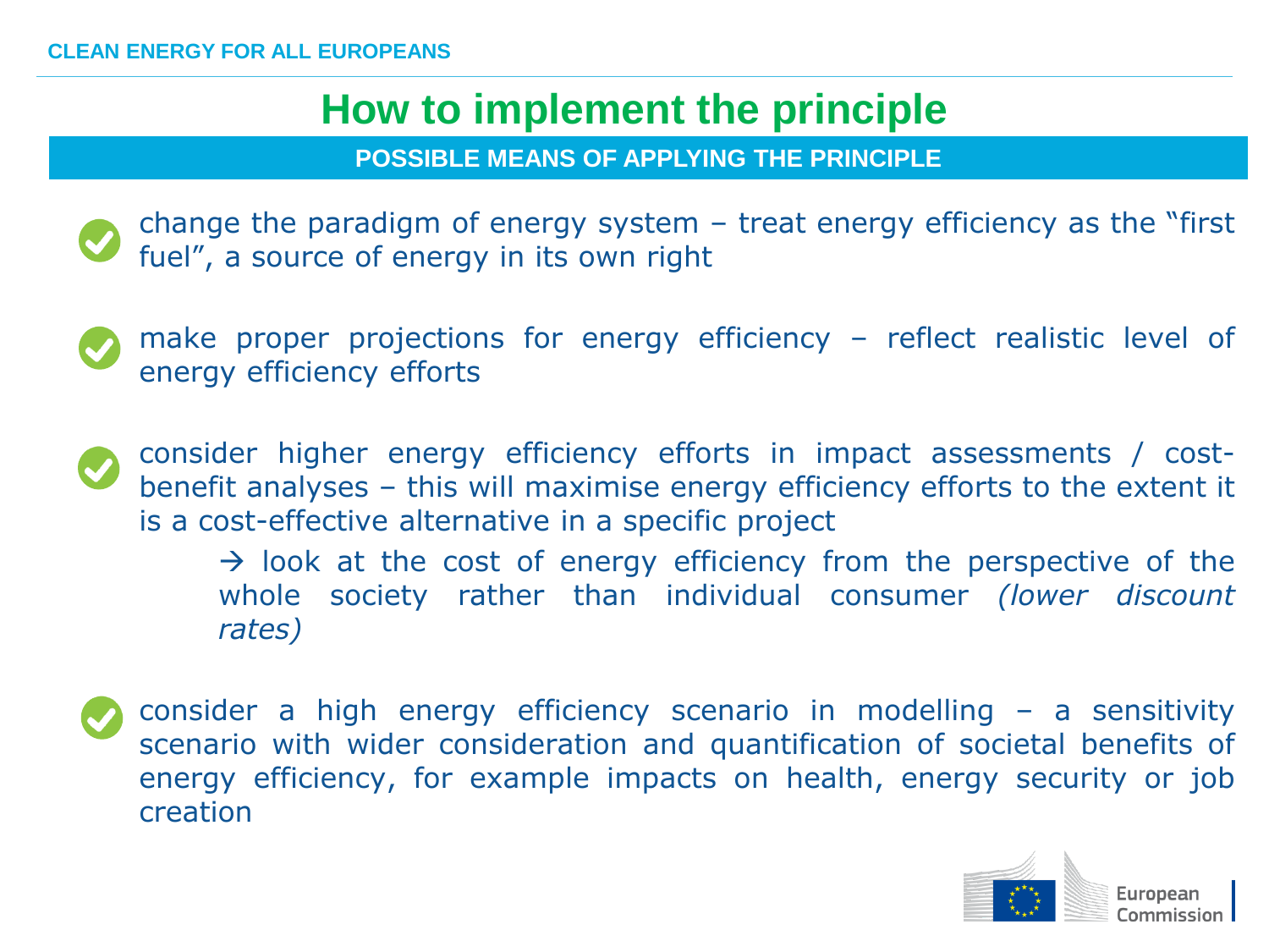# How to implement the principle

## POSSIBLE MEANS OF APPLYING THE PRINCIPLE

- change the paradigm of energy system – treat energy efficiency as the "first fuel", a source of energy in its own right

- make proper projections for energy efficiency – reflect realistic level of energy efficiency efforts

- consider higher energy efficiency efforts in impact assessments / cost-benefit analyses – this will maximise energy efficiency efforts to the extent it is a cost-effective alternative in a specific project

  → look at the cost of energy efficiency from the perspective of the whole society rather than individual consumer *(lower discount rates)*

- consider a high energy efficiency scenario in modelling – a sensitivity scenario with wider consideration and quantification of societal benefits of energy efficiency, for example impacts on health, energy security or job creation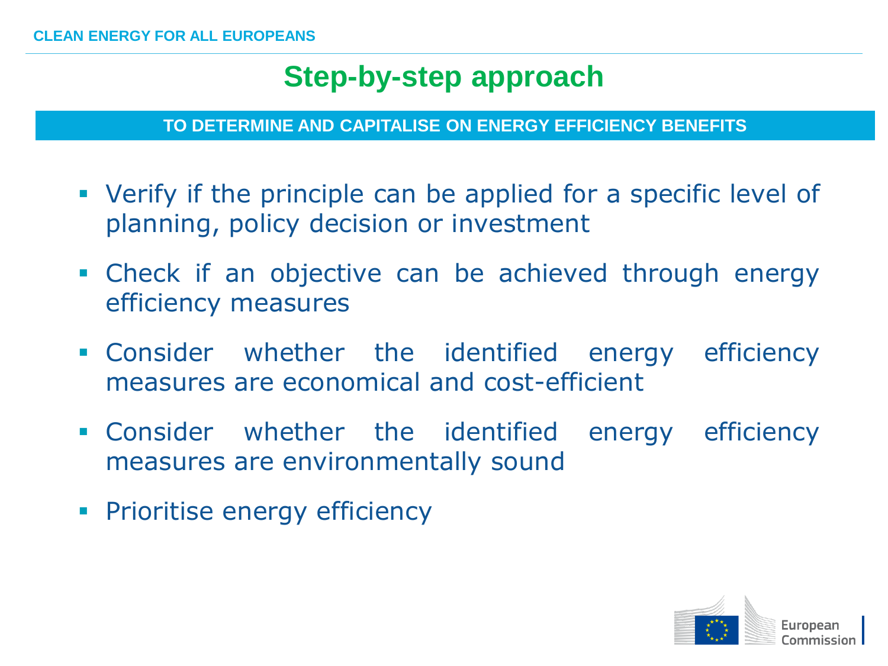## Step-by-step approach

**TO DETERMINE AND CAPITALISE ON ENERGY EFFICIENCY BENEFITS**

- Verify if the principle can be applied for a specific level of planning, policy decision or investment
- Check if an objective can be achieved through energy efficiency measures
- Consider whether the identified energy efficiency measures are economical and cost-efficient
- Consider whether the identified energy efficiency measures are environmentally sound
- Prioritise energy efficiency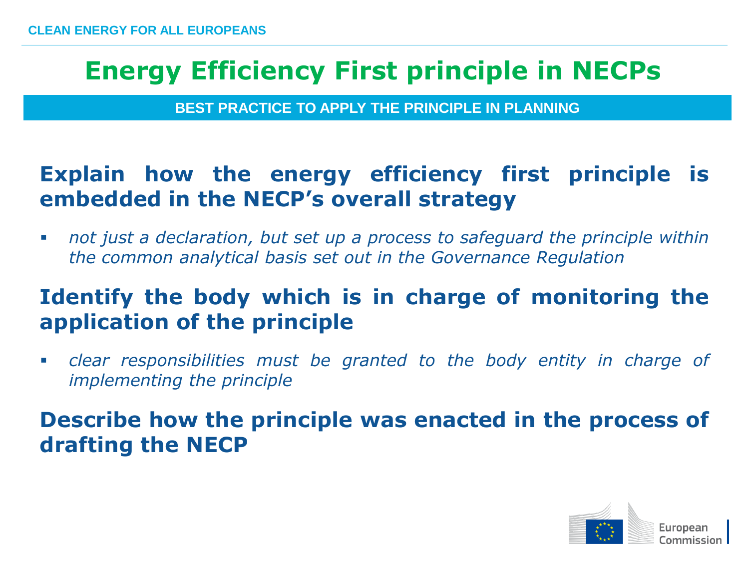# Energy Efficiency First principle in NECPs

**BEST PRACTICE TO APPLY THE PRINCIPLE IN PLANNING**

## Explain how the energy efficiency first principle is embedded in the NECP's overall strategy

- *not just a declaration, but set up a process to safeguard the principle within the common analytical basis set out in the Governance Regulation*

## Identify the body which is in charge of monitoring the application of the principle

- *clear responsibilities must be granted to the body entity in charge of implementing the principle*

## Describe how the principle was enacted in the process of drafting the NECP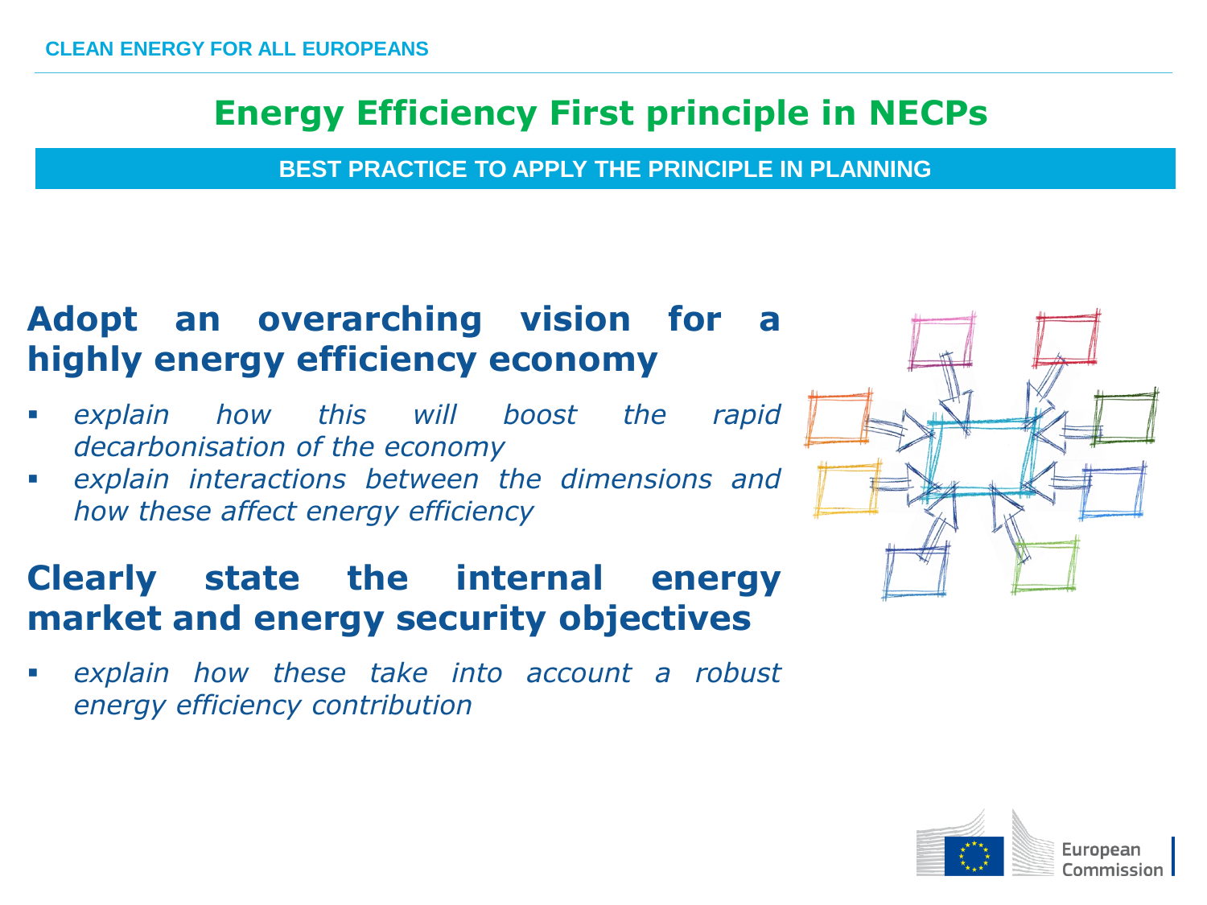# Energy Efficiency First principle in NECPs

**BEST PRACTICE TO APPLY THE PRINCIPLE IN PLANNING**

## Adopt an overarching vision for a highly energy efficiency economy

- *explain how this will boost the rapid decarbonisation of the economy*
- *explain interactions between the dimensions and how these affect energy efficiency*

## Clearly state the internal energy market and energy security objectives

- *explain how these take into account a robust energy efficiency contribution*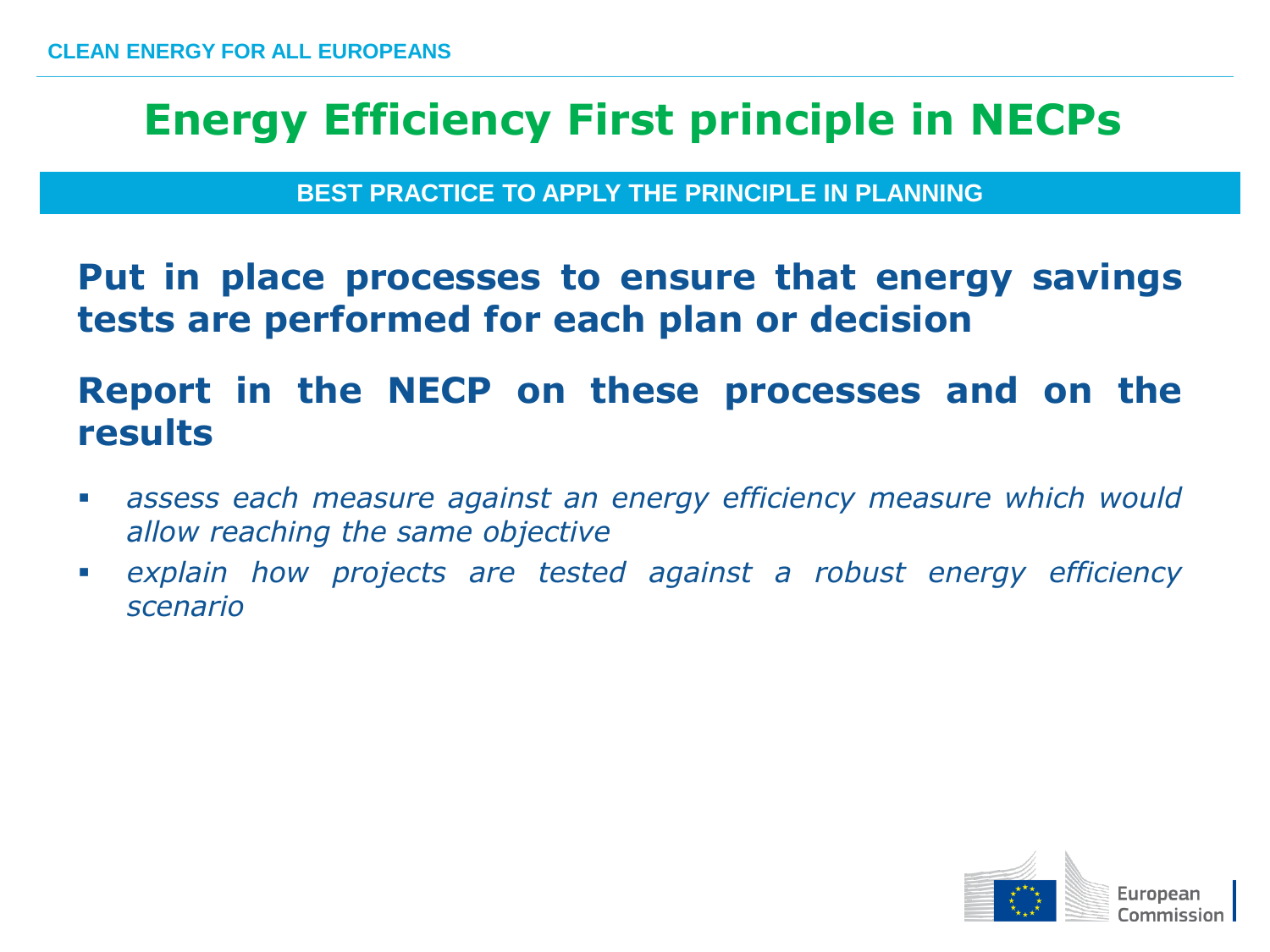# Energy Efficiency First principle in NECPs

**BEST PRACTICE TO APPLY THE PRINCIPLE IN PLANNING**

**Put in place processes to ensure that energy savings tests are performed for each plan or decision**

**Report in the NECP on these processes and on the results**

- *assess each measure against an energy efficiency measure which would allow reaching the same objective*
- *explain how projects are tested against a robust energy efficiency scenario*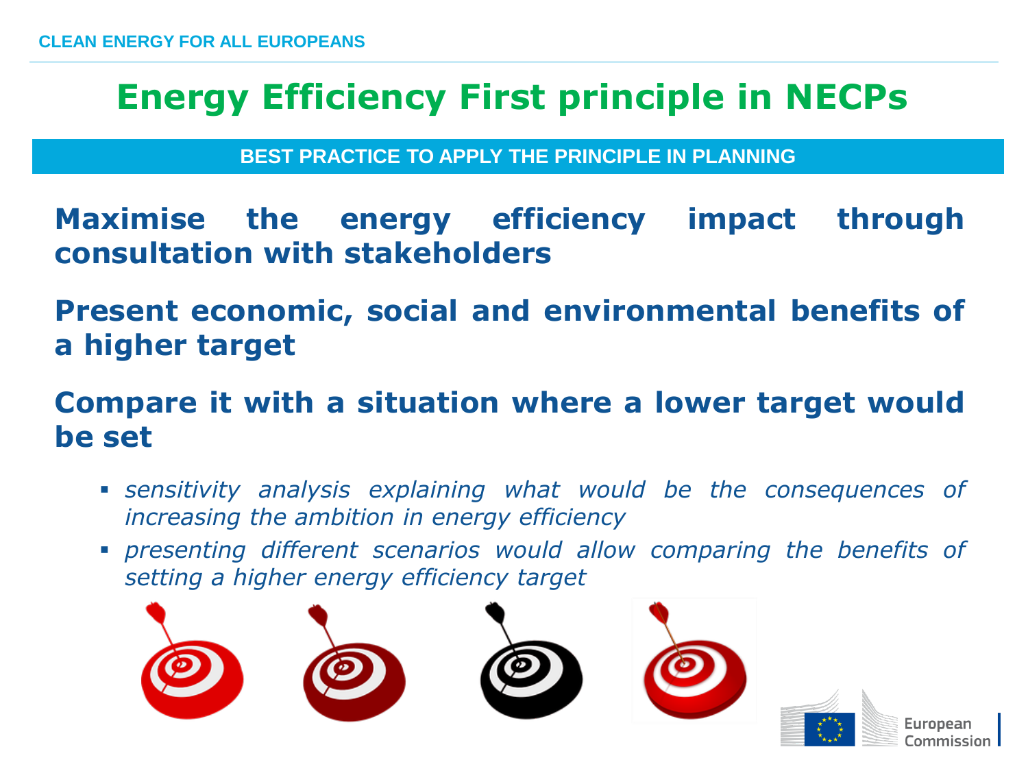# Energy Efficiency First principle in NECPs

## BEST PRACTICE TO APPLY THE PRINCIPLE IN PLANNING

**Maximise the energy efficiency impact through consultation with stakeholders**

**Present economic, social and environmental benefits of a higher target**

**Compare it with a situation where a lower target would be set**

- *sensitivity analysis explaining what would be the consequences of increasing the ambition in energy efficiency*
- *presenting different scenarios would allow comparing the benefits of setting a higher energy efficiency target*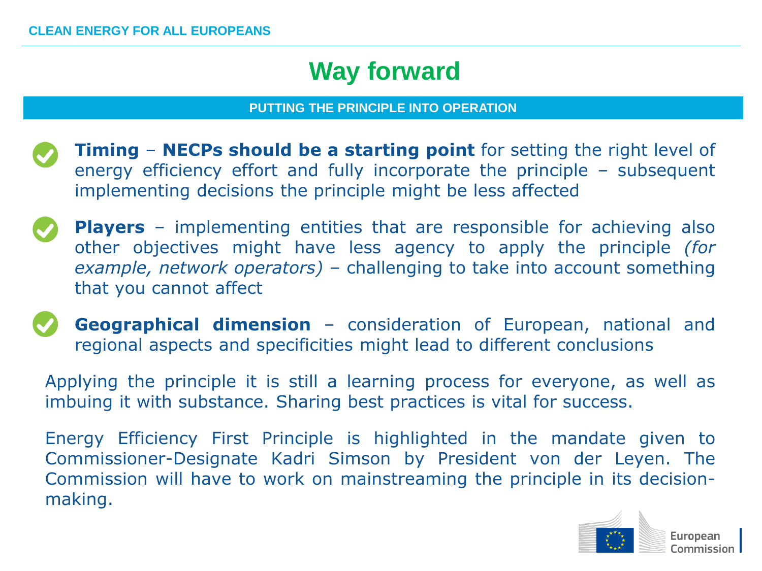# Way forward

## PUTTING THE PRINCIPLE INTO OPERATION

- **Timing** – **NECPs should be a starting point** for setting the right level of energy efficiency effort and fully incorporate the principle – subsequent implementing decisions the principle might be less affected

- **Players** – implementing entities that are responsible for achieving also other objectives might have less agency to apply the principle *(for example, network operators)* – challenging to take into account something that you cannot affect

- **Geographical dimension** – consideration of European, national and regional aspects and specificities might lead to different conclusions

Applying the principle it is still a learning process for everyone, as well as imbuing it with substance. Sharing best practices is vital for success.

Energy Efficiency First Principle is highlighted in the mandate given to Commissioner-Designate Kadri Simson by President von der Leyen. The Commission will have to work on mainstreaming the principle in its decision-making.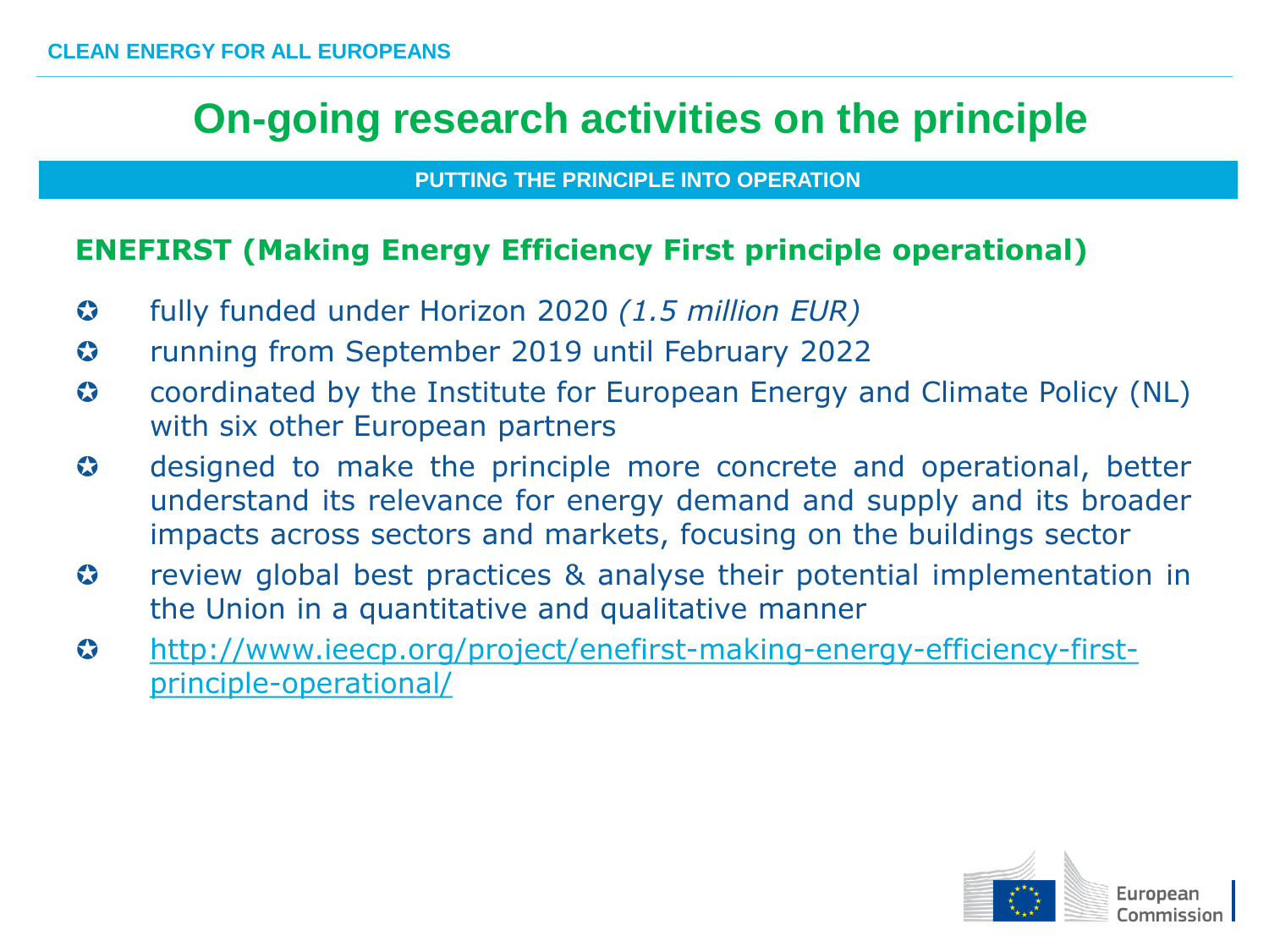# On-going research activities on the principle

## PUTTING THE PRINCIPLE INTO OPERATION

### ENEFIRST (Making Energy Efficiency First principle operational)

- fully funded under Horizon 2020 *(1.5 million EUR)*
- running from September 2019 until February 2022
- coordinated by the Institute for European Energy and Climate Policy (NL) with six other European partners
- designed to make the principle more concrete and operational, better understand its relevance for energy demand and supply and its broader impacts across sectors and markets, focusing on the buildings sector
- review global best practices & analyse their potential implementation in the Union in a quantitative and qualitative manner
- http://www.ieecp.org/project/enefirst-making-energy-efficiency-first-principle-operational/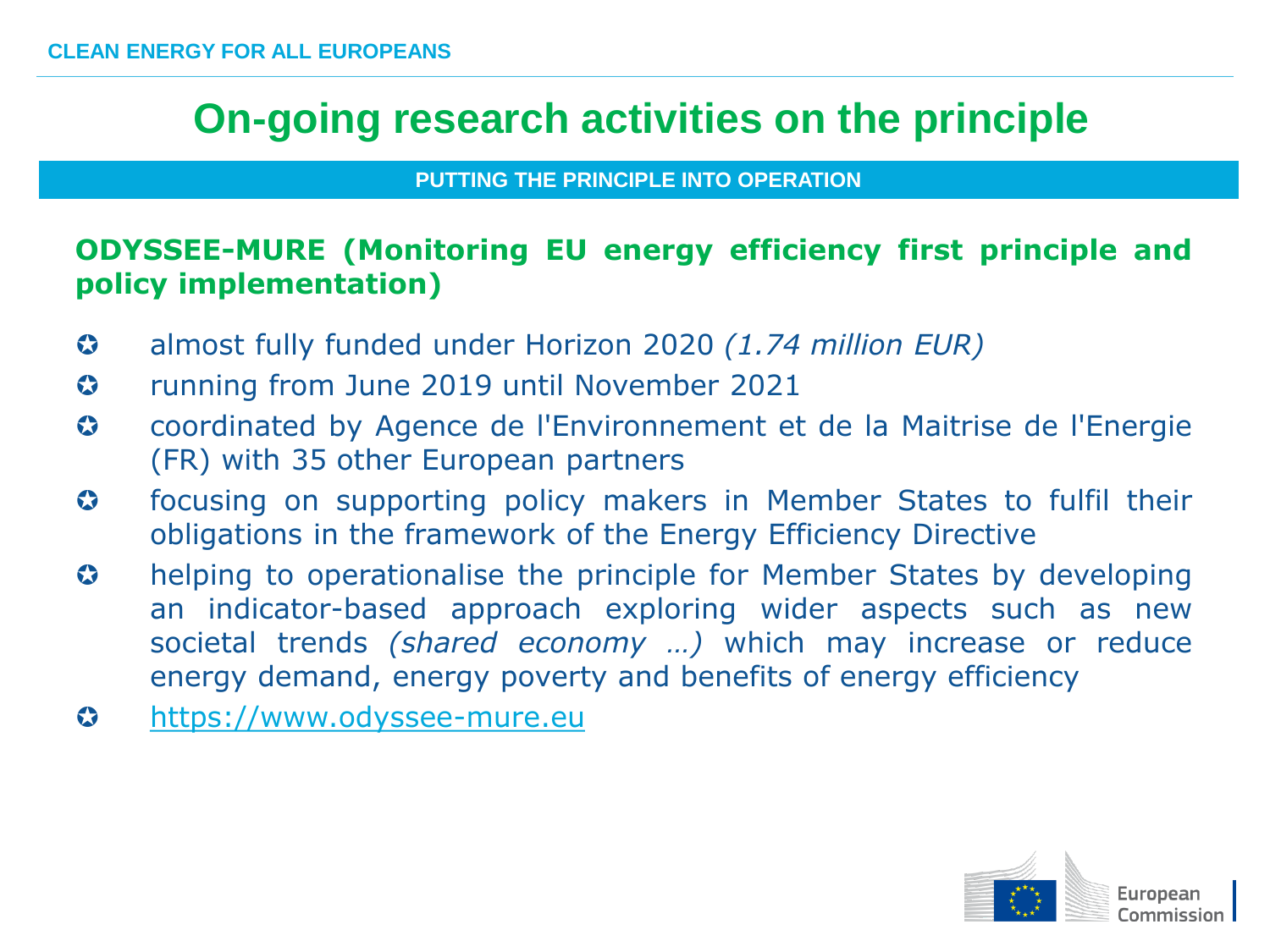# On-going research activities on the principle

## PUTTING THE PRINCIPLE INTO OPERATION

**ODYSSEE-MURE (Monitoring EU energy efficiency first principle and policy implementation)**

- almost fully funded under Horizon 2020 *(1.74 million EUR)*
- running from June 2019 until November 2021
- coordinated by Agence de l'Environnement et de la Maitrise de l'Energie (FR) with 35 other European partners
- focusing on supporting policy makers in Member States to fulfil their obligations in the framework of the Energy Efficiency Directive
- helping to operationalise the principle for Member States by developing an indicator-based approach exploring wider aspects such as new societal trends *(shared economy …)* which may increase or reduce energy demand, energy poverty and benefits of energy efficiency
- https://www.odyssee-mure.eu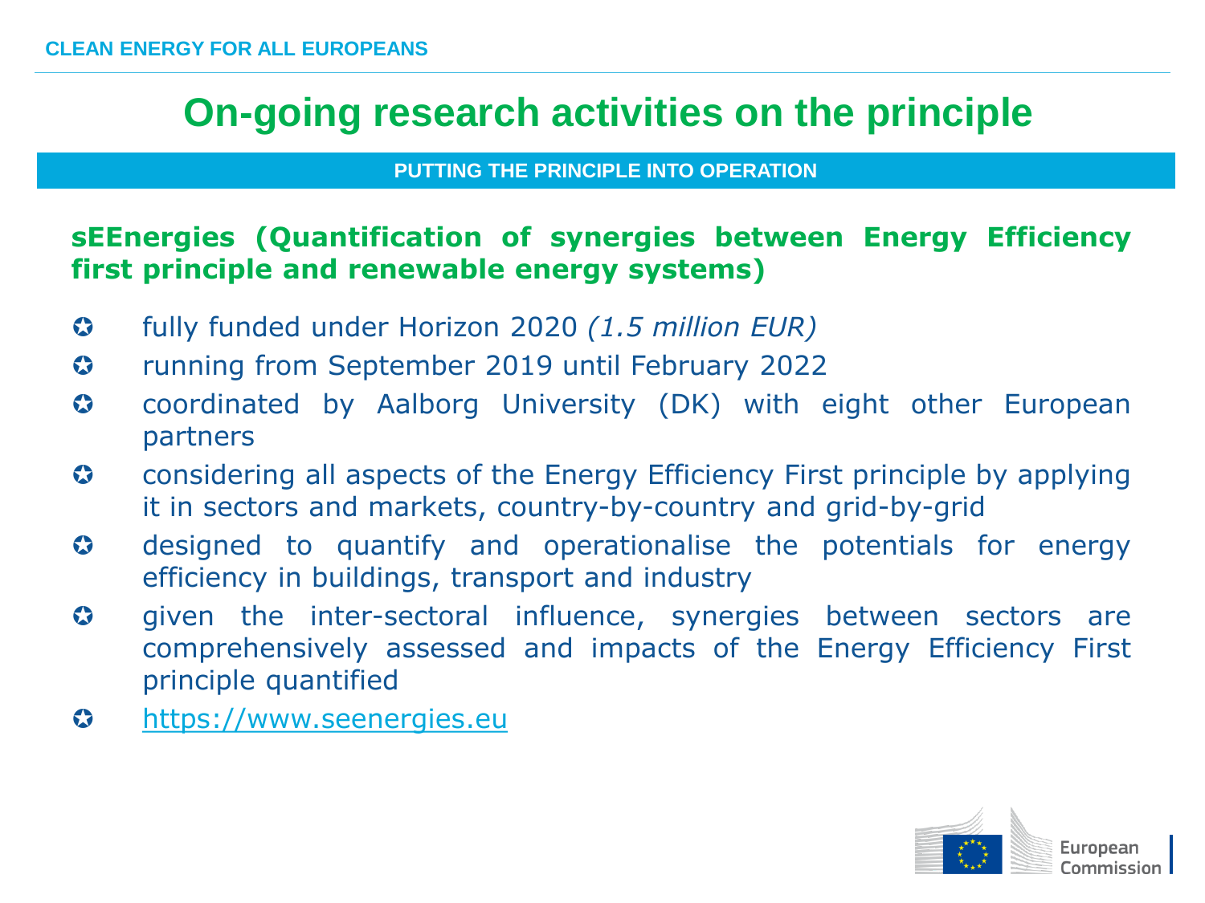# On-going research activities on the principle

## PUTTING THE PRINCIPLE INTO OPERATION

**sEEnergies (Quantification of synergies between Energy Efficiency first principle and renewable energy systems)**

- fully funded under Horizon 2020 *(1.5 million EUR)*
- running from September 2019 until February 2022
- coordinated by Aalborg University (DK) with eight other European partners
- considering all aspects of the Energy Efficiency First principle by applying it in sectors and markets, country-by-country and grid-by-grid
- designed to quantify and operationalise the potentials for energy efficiency in buildings, transport and industry
- given the inter-sectoral influence, synergies between sectors are comprehensively assessed and impacts of the Energy Efficiency First principle quantified
- https://www.seenergies.eu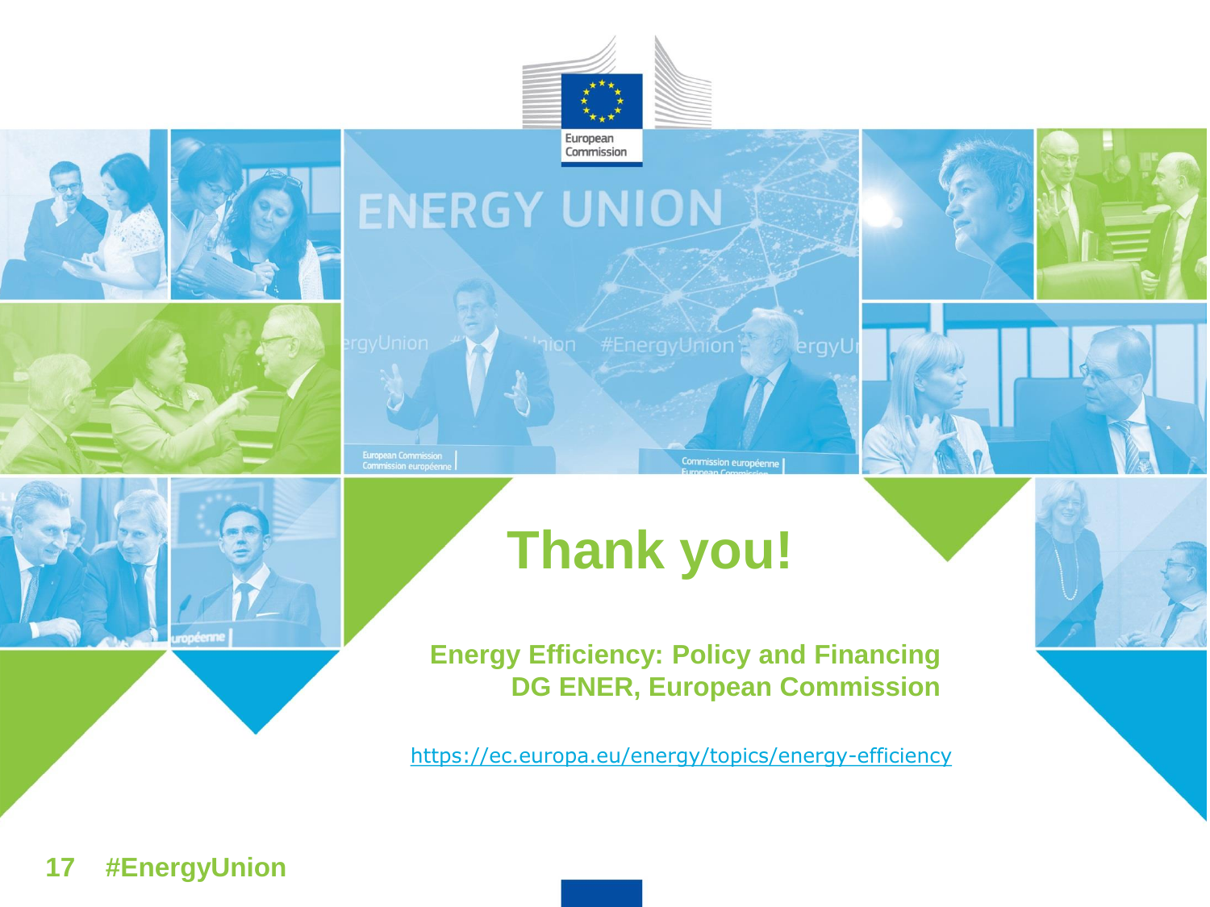# Thank you!

**Energy Efficiency: Policy and Financing**
**DG ENER, European Commission**

https://ec.europa.eu/energy/topics/energy-efficiency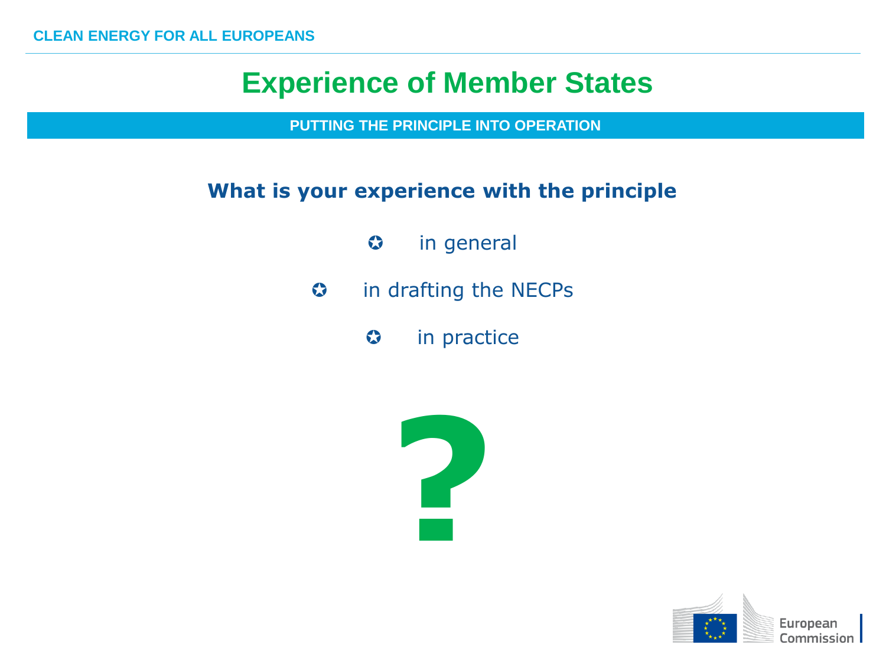# Experience of Member States

**PUTTING THE PRINCIPLE INTO OPERATION**

**What is your experience with the principle**

- in general
- in drafting the NECPs
- in practice

**?**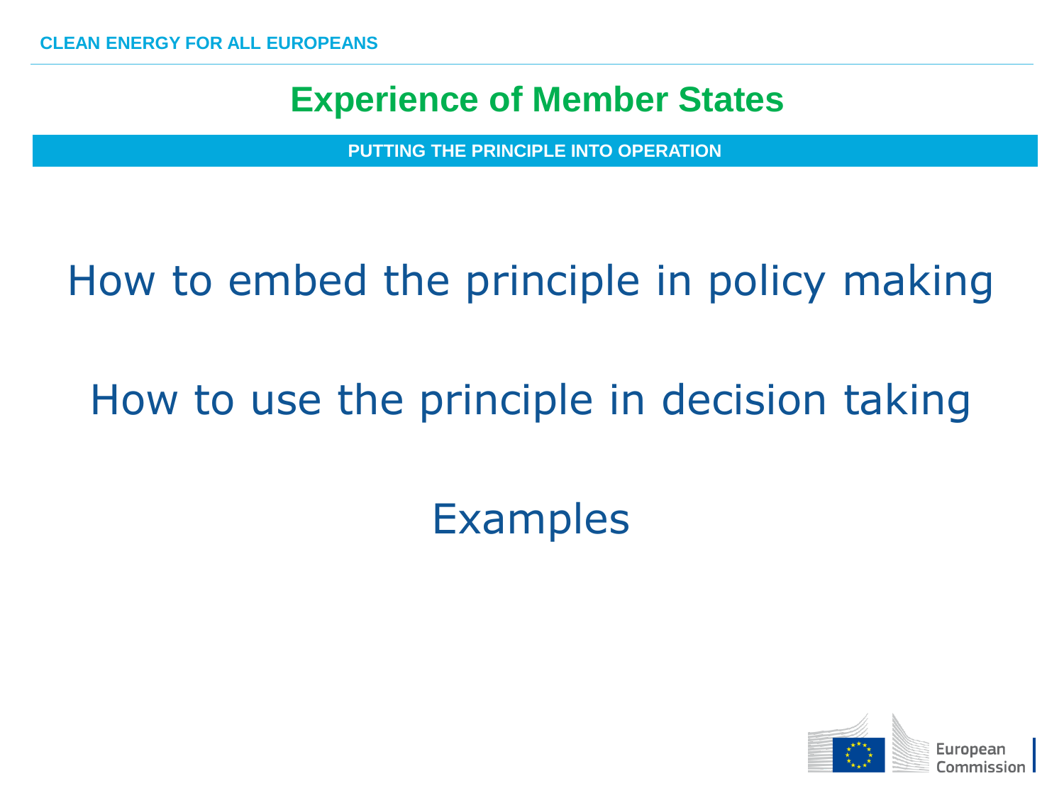# Experience of Member States

**PUTTING THE PRINCIPLE INTO OPERATION**

How to embed the principle in policy making

How to use the principle in decision taking

Examples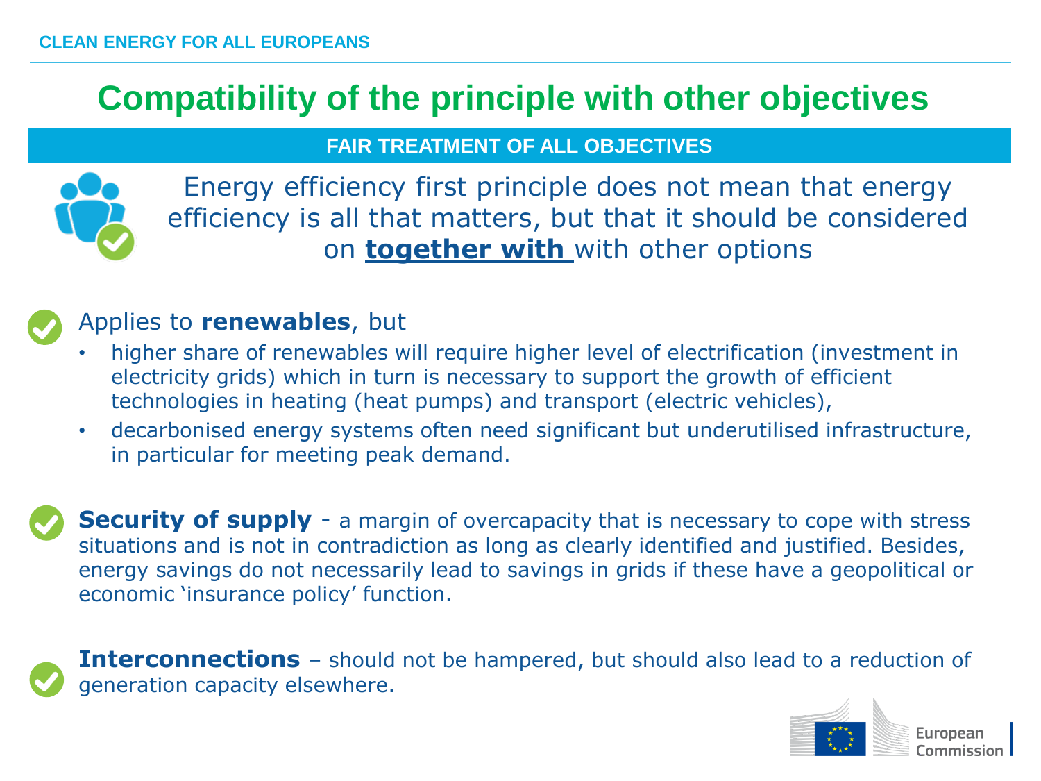# Compatibility of the principle with other objectives

## FAIR TREATMENT OF ALL OBJECTIVES

Energy efficiency first principle does not mean that energy efficiency is all that matters, but that it should be considered on **together with** with other options

Applies to **renewables**, but

- higher share of renewables will require higher level of electrification (investment in electricity grids) which in turn is necessary to support the growth of efficient technologies in heating (heat pumps) and transport (electric vehicles),
- decarbonised energy systems often need significant but underutilised infrastructure, in particular for meeting peak demand.

**Security of supply** - a margin of overcapacity that is necessary to cope with stress situations and is not in contradiction as long as clearly identified and justified. Besides, energy savings do not necessarily lead to savings in grids if these have a geopolitical or economic 'insurance policy' function.

**Interconnections** – should not be hampered, but should also lead to a reduction of generation capacity elsewhere.